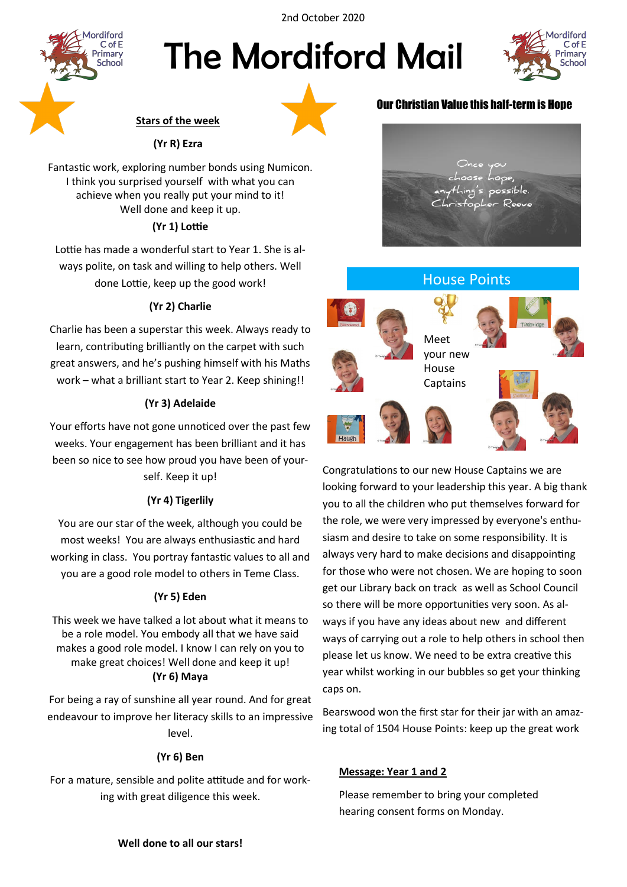2nd October 2020

# The Mordiford Mail

## Stars of the week

**(Yr R) Ezra**

Fantastic work, exploring number bonds using Numicon. I think you surprised yourself with what you can achieve when you really put your mind to it! Well done and keep it up.

**(Yr 1) Lottie**

Lottie has made a wonderful start to Year 1. She is always polite, on task and willing to help others. Well done Lottie, keep up the good work!

**(Yr 2) Charlie**

Charlie has been a superstar this week. Always ready to learn, contributing brilliantly on the carpet with such great answers, and he's pushing himself with his Maths work – what a brilliant start to Year 2. Keep shining!!

**(Yr 3) Adelaide**

Your efforts have not gone unnoticed over the past few weeks. Your engagement has been brilliant and it has been so nice to see how proud you have been of yourself. Keep it up!

**(Yr 4) Tigerlily**

You are our star of the week, although you could be most weeks! You are always enthusiastic and hard working in class. You portray fantastic values to all and you are a good role model to others in Teme Class.

**(Yr 5) Eden**

This week we have talked a lot about what it means to be a role model. You embody all that we have said makes a good role model. I know I can rely on you to make great choices! Well done and keep it up!

**(Yr 6) Maya**

For being a ray of sunshine all year round. And for great endeavour to improve her literacy skills to an impressive level.

**(Yr 6) Ben**

For a mature, sensible and polite attitude and for working with great diligence this week.

**Well done to all our stars!**

## Our Christian Value this half-term is Hope

Once you choose hope, anything's possible. Christopher Reeve

## House Points

Meet your new House Captains

Congratulations to our new House Captains we are looking forward to your leadership this year. A big thank you to all the children who put themselves forward for the role, we were very impressed by everyone's enthusiasm and desire to take on some responsibility. It is always very hard to make decisions and disappointing for those who were not chosen. We are hoping to soon get our Library back on track as well as School Council so there will be more opportunities very soon. As always if you have any ideas about new and different ways of carrying out a role to help others in school then please let us know. We need to be extra creative this year whilst working in our bubbles so get your thinking caps on.

Bearswood won the first star for their jar with an amazing total of 1504 House Points: keep up the great work

**Message: Year 1 and 2**

Please remember to bring your completed hearing consent forms on Monday.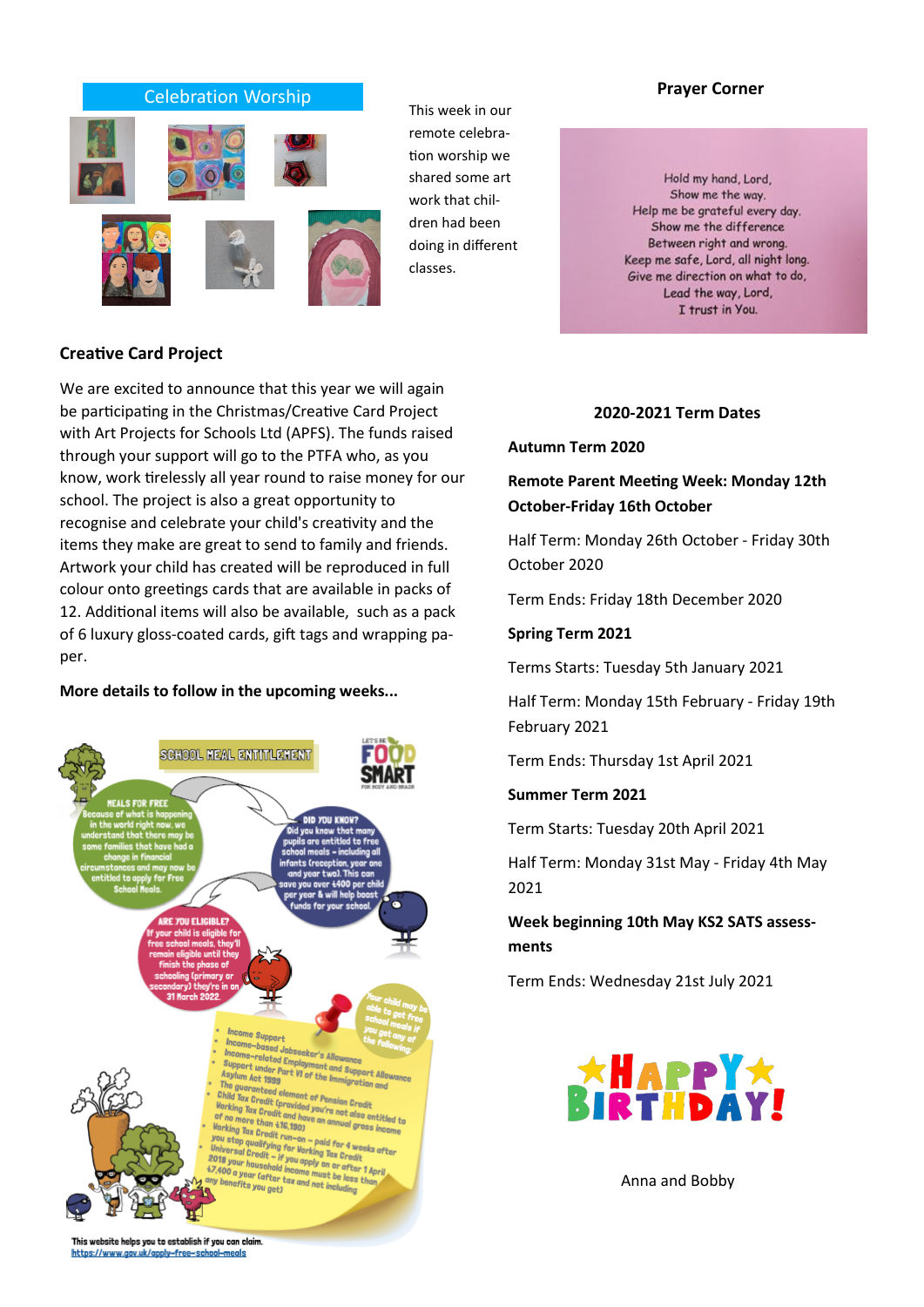## Celebration Worship

This week in our remote celebration worship we shared some art work that children had been doing in different classes.

## Prayer Corner

Hold my hand, Lord,
Show me the way.
Help me be grateful every day.
Show me the difference
Between right and wrong.
Keep me safe, Lord, all night long.
Give me direction on what to do,
Lead the way, Lord,
I trust in You.

## Creative Card Project

We are excited to announce that this year we will again be participating in the Christmas/Creative Card Project with Art Projects for Schools Ltd (APFS). The funds raised through your support will go to the PTFA who, as you know, work tirelessly all year round to raise money for our school. The project is also a great opportunity to recognise and celebrate your child's creativity and the items they make are great to send to family and friends. Artwork your child has created will be reproduced in full colour onto greetings cards that are available in packs of 12. Additional items will also be available, such as a pack of 6 luxury gloss-coated cards, gift tags and wrapping paper.

**More details to follow in the upcoming weeks...**

SCHOOL MEAL ENTITLEMENT

LET'S BE FOOD SMART FOR BODY AND BRAIN

MEALS FOR FREE
Because of what is happening in the world right now, we understand that there may be some families that have had a change in financial circumstances and may now be entitled to apply for Free School Meals.

DID YOU KNOW?
Did you know that many pupils are entitled to free school meals – including all infants (reception, year one and year two). This can save you over £400 per child per year & will help boost funds for your school.

ARE YOU ELIGIBLE?
If your child is eligible for free school meals, they'll remain eligible until they finish the phase of schooling (primary or secondary) they're in on 31 March 2022.

Your child may be able to get free school meals if you get any of the following:

- Income Support
- Income-based Jobseeker's Allowance
- Income-related Employment and Support Allowance
- Support under Part VI of the Immigration and Asylum Act 1999
- The guaranteed element of Pension Credit
- Child Tax Credit (provided you're not also entitled to Working Tax Credit and have an annual gross income of no more than £16,190)
- Working Tax Credit run-on – paid for 4 weeks after you stop qualifying for Working Tax Credit
- Universal Credit – if you apply on or after 1 April 2018 your household income must be less than £7,400 a year (after tax and not including any benefits you get)

This website helps you to establish if you can claim.
https://www.gov.uk/apply-free-school-meals

## 2020-2021 Term Dates

**Autumn Term 2020**

**Remote Parent Meeting Week: Monday 12th October-Friday 16th October**

Half Term: Monday 26th October - Friday 30th October 2020

Term Ends: Friday 18th December 2020

**Spring Term 2021**

Terms Starts: Tuesday 5th January 2021

Half Term: Monday 15th February - Friday 19th February 2021

Term Ends: Thursday 1st April 2021

**Summer Term 2021**

Term Starts: Tuesday 20th April 2021

Half Term: Monday 31st May - Friday 4th May 2021

**Week beginning 10th May KS2 SATS assessments**

Term Ends: Wednesday 21st July 2021

HAPPY BIRTHDAY!

Anna and Bobby